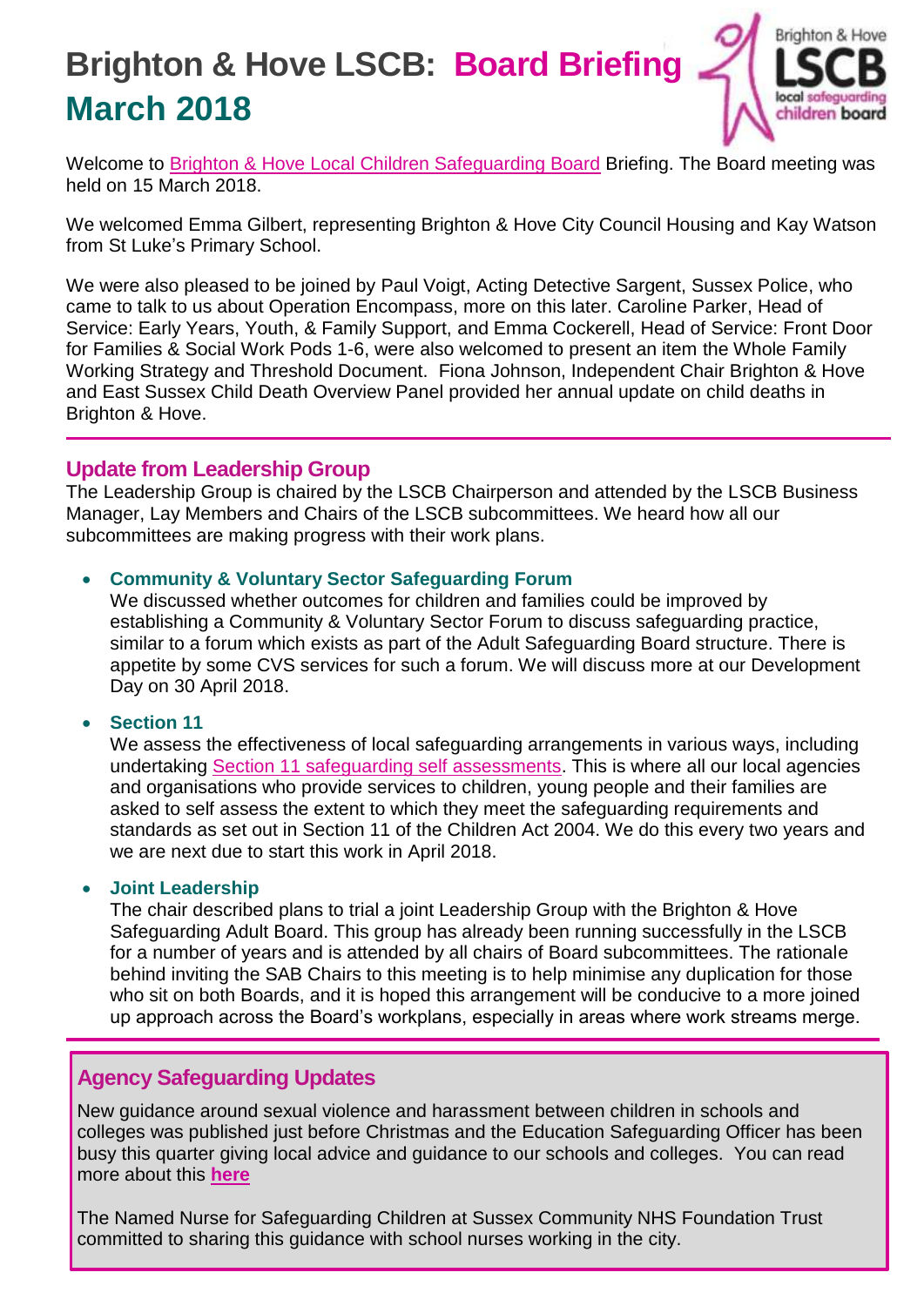# Brighton & Hove LSCB: Board Briefing March 2018

Welcome to Brighton & Hove Local Children Safeguarding Board Briefing. The Board meeting was held on 15 March 2018.

We welcomed Emma Gilbert, representing Brighton & Hove City Council Housing and Kay Watson from St Luke's Primary School.

We were also pleased to be joined by Paul Voigt, Acting Detective Sargent, Sussex Police, who came to talk to us about Operation Encompass, more on this later. Caroline Parker, Head of Service: Early Years, Youth, & Family Support, and Emma Cockerell, Head of Service: Front Door for Families & Social Work Pods 1-6, were also welcomed to present an item the Whole Family Working Strategy and Threshold Document. Fiona Johnson, Independent Chair Brighton & Hove and East Sussex Child Death Overview Panel provided her annual update on child deaths in Brighton & Hove.

## Update from Leadership Group

The Leadership Group is chaired by the LSCB Chairperson and attended by the LSCB Business Manager, Lay Members and Chairs of the LSCB subcommittees. We heard how all our subcommittees are making progress with their work plans.

- **Community & Voluntary Sector Safeguarding Forum**
  We discussed whether outcomes for children and families could be improved by establishing a Community & Voluntary Sector Forum to discuss safeguarding practice, similar to a forum which exists as part of the Adult Safeguarding Board structure. There is appetite by some CVS services for such a forum. We will discuss more at our Development Day on 30 April 2018.

- **Section 11**
  We assess the effectiveness of local safeguarding arrangements in various ways, including undertaking Section 11 safeguarding self assessments. This is where all our local agencies and organisations who provide services to children, young people and their families are asked to self assess the extent to which they meet the safeguarding requirements and standards as set out in Section 11 of the Children Act 2004. We do this every two years and we are next due to start this work in April 2018.

- **Joint Leadership**
  The chair described plans to trial a joint Leadership Group with the Brighton & Hove Safeguarding Adult Board. This group has already been running successfully in the LSCB for a number of years and is attended by all chairs of Board subcommittees. The rationale behind inviting the SAB Chairs to this meeting is to help minimise any duplication for those who sit on both Boards, and it is hoped this arrangement will be conducive to a more joined up approach across the Board's workplans, especially in areas where work streams merge.

## Agency Safeguarding Updates

New guidance around sexual violence and harassment between children in schools and colleges was published just before Christmas and the Education Safeguarding Officer has been busy this quarter giving local advice and guidance to our schools and colleges. You can read more about this **here**

The Named Nurse for Safeguarding Children at Sussex Community NHS Foundation Trust committed to sharing this guidance with school nurses working in the city.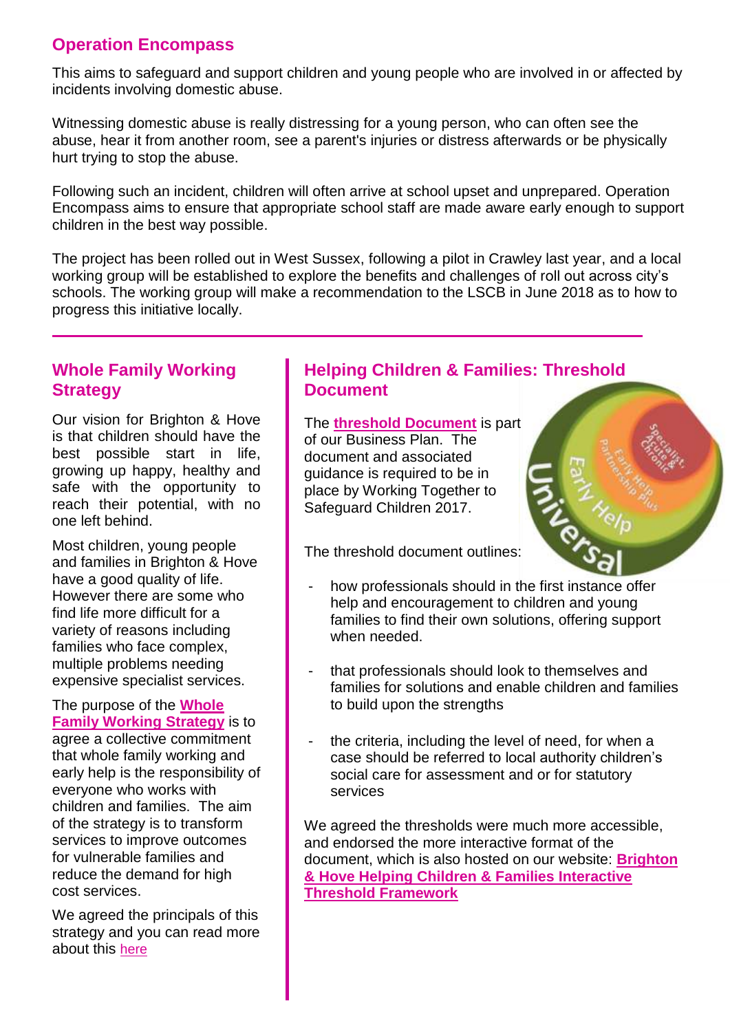## Operation Encompass

This aims to safeguard and support children and young people who are involved in or affected by incidents involving domestic abuse.

Witnessing domestic abuse is really distressing for a young person, who can often see the abuse, hear it from another room, see a parent's injuries or distress afterwards or be physically hurt trying to stop the abuse.

Following such an incident, children will often arrive at school upset and unprepared. Operation Encompass aims to ensure that appropriate school staff are made aware early enough to support children in the best way possible.

The project has been rolled out in West Sussex, following a pilot in Crawley last year, and a local working group will be established to explore the benefits and challenges of roll out across city's schools. The working group will make a recommendation to the LSCB in June 2018 as to how to progress this initiative locally.

## Whole Family Working Strategy

Our vision for Brighton & Hove is that children should have the best possible start in life, growing up happy, healthy and safe with the opportunity to reach their potential, with no one left behind.

Most children, young people and families in Brighton & Hove have a good quality of life. However there are some who find life more difficult for a variety of reasons including families who face complex, multiple problems needing expensive specialist services.

The purpose of the **Whole Family Working Strategy** is to agree a collective commitment that whole family working and early help is the responsibility of everyone who works with children and families. The aim of the strategy is to transform services to improve outcomes for vulnerable families and reduce the demand for high cost services.

We agreed the principals of this strategy and you can read more about this here

## Helping Children & Families: Threshold Document

The **threshold Document** is part of our Business Plan. The document and associated guidance is required to be in place by Working Together to Safeguard Children 2017.

The threshold document outlines:

- how professionals should in the first instance offer help and encouragement to children and young families to find their own solutions, offering support when needed.
- that professionals should look to themselves and families for solutions and enable children and families to build upon the strengths
- the criteria, including the level of need, for when a case should be referred to local authority children's social care for assessment and or for statutory services

We agreed the thresholds were much more accessible, and endorsed the more interactive format of the document, which is also hosted on our website: **Brighton & Hove Helping Children & Families Interactive Threshold Framework**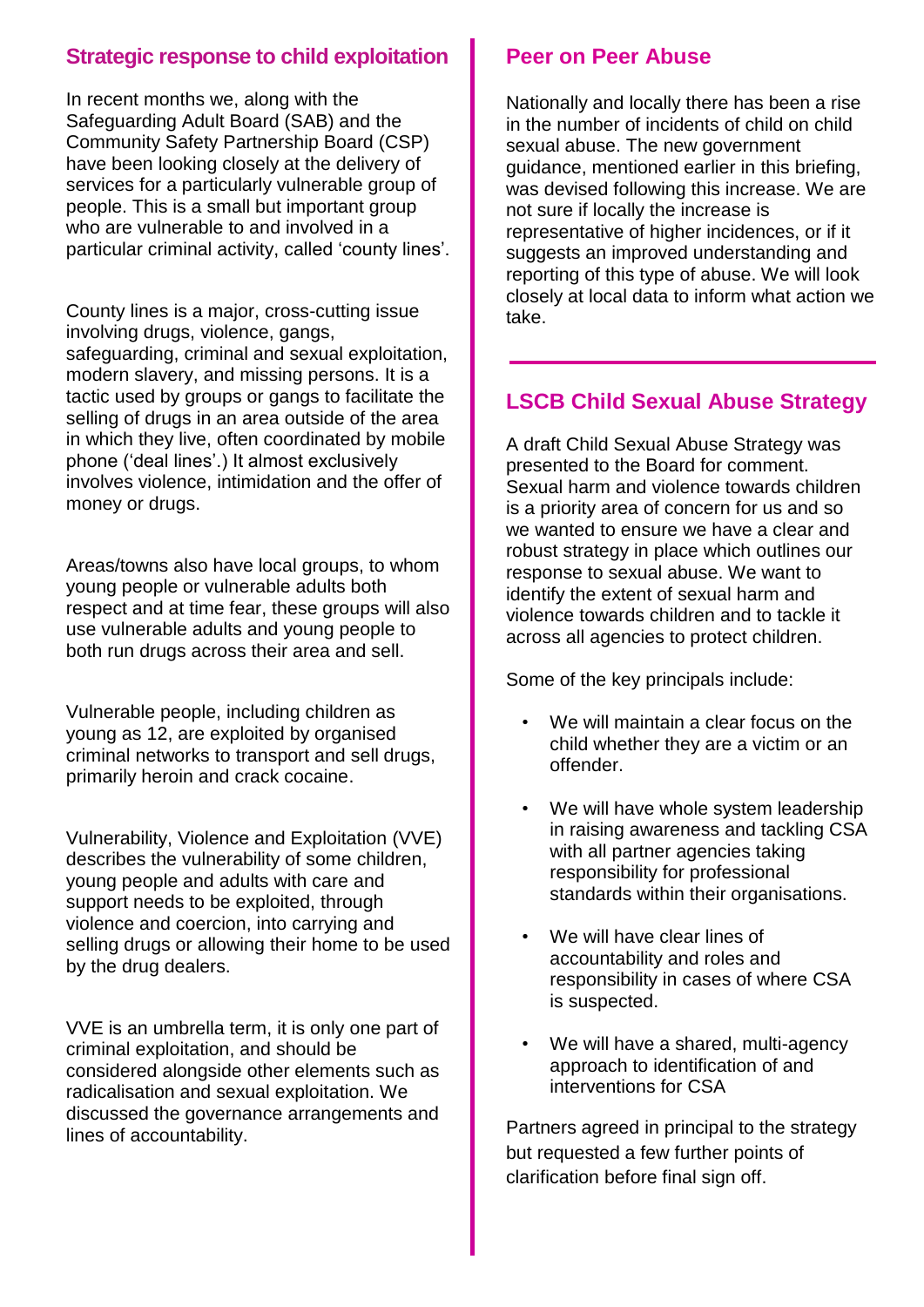## Strategic response to child exploitation

In recent months we, along with the Safeguarding Adult Board (SAB) and the Community Safety Partnership Board (CSP) have been looking closely at the delivery of services for a particularly vulnerable group of people. This is a small but important group who are vulnerable to and involved in a particular criminal activity, called 'county lines'.

County lines is a major, cross-cutting issue involving drugs, violence, gangs, safeguarding, criminal and sexual exploitation, modern slavery, and missing persons. It is a tactic used by groups or gangs to facilitate the selling of drugs in an area outside of the area in which they live, often coordinated by mobile phone ('deal lines'.) It almost exclusively involves violence, intimidation and the offer of money or drugs.

Areas/towns also have local groups, to whom young people or vulnerable adults both respect and at time fear, these groups will also use vulnerable adults and young people to both run drugs across their area and sell.

Vulnerable people, including children as young as 12, are exploited by organised criminal networks to transport and sell drugs, primarily heroin and crack cocaine.

Vulnerability, Violence and Exploitation (VVE) describes the vulnerability of some children, young people and adults with care and support needs to be exploited, through violence and coercion, into carrying and selling drugs or allowing their home to be used by the drug dealers.

VVE is an umbrella term, it is only one part of criminal exploitation, and should be considered alongside other elements such as radicalisation and sexual exploitation. We discussed the governance arrangements and lines of accountability.

## Peer on Peer Abuse

Nationally and locally there has been a rise in the number of incidents of child on child sexual abuse. The new government guidance, mentioned earlier in this briefing, was devised following this increase. We are not sure if locally the increase is representative of higher incidences, or if it suggests an improved understanding and reporting of this type of abuse. We will look closely at local data to inform what action we take.

## LSCB Child Sexual Abuse Strategy

A draft Child Sexual Abuse Strategy was presented to the Board for comment. Sexual harm and violence towards children is a priority area of concern for us and so we wanted to ensure we have a clear and robust strategy in place which outlines our response to sexual abuse. We want to identify the extent of sexual harm and violence towards children and to tackle it across all agencies to protect children.

Some of the key principals include:

- We will maintain a clear focus on the child whether they are a victim or an offender.
- We will have whole system leadership in raising awareness and tackling CSA with all partner agencies taking responsibility for professional standards within their organisations.
- We will have clear lines of accountability and roles and responsibility in cases of where CSA is suspected.
- We will have a shared, multi-agency approach to identification of and interventions for CSA

Partners agreed in principal to the strategy but requested a few further points of clarification before final sign off.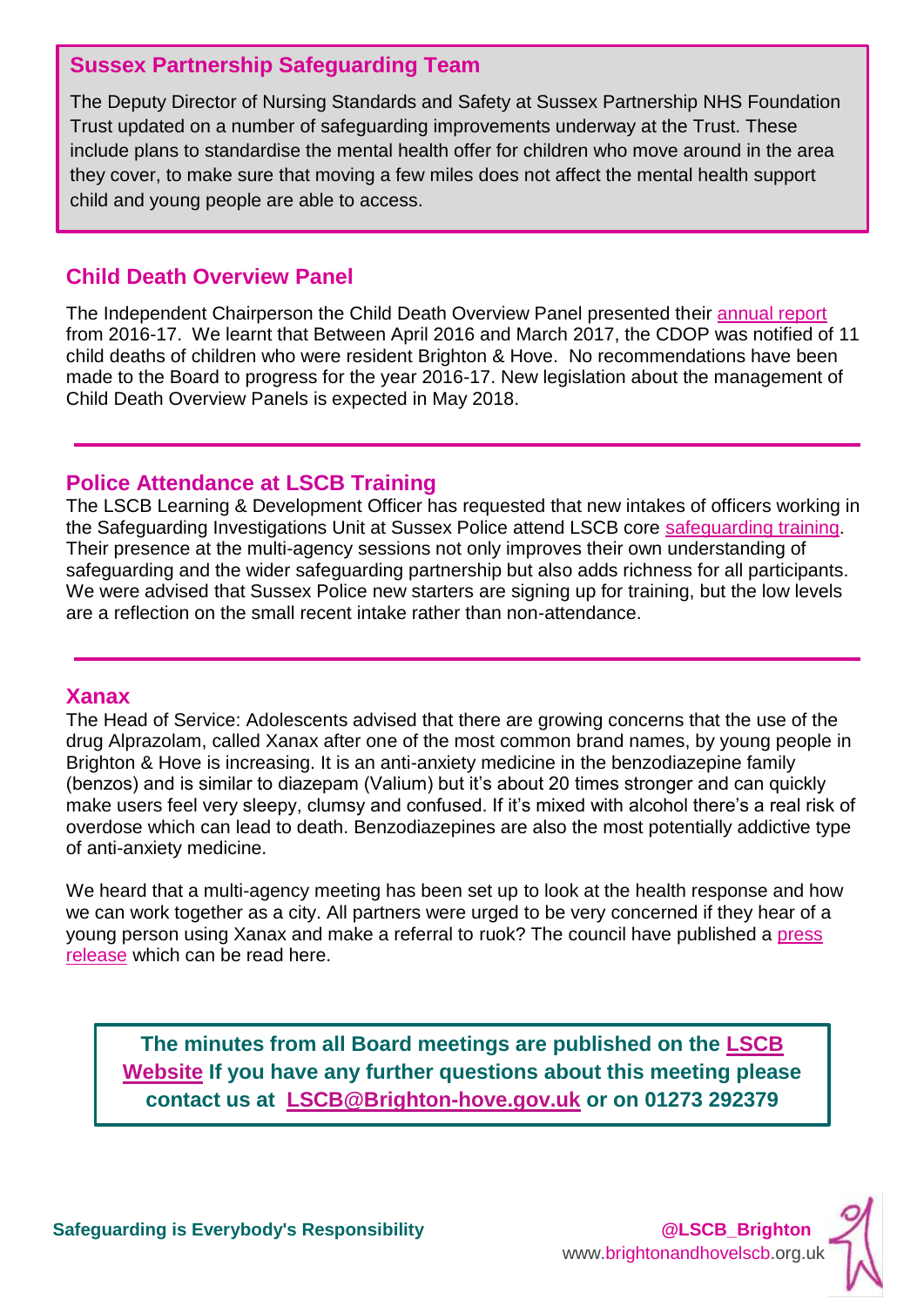## Sussex Partnership Safeguarding Team

The Deputy Director of Nursing Standards and Safety at Sussex Partnership NHS Foundation Trust updated on a number of safeguarding improvements underway at the Trust. These include plans to standardise the mental health offer for children who move around in the area they cover, to make sure that moving a few miles does not affect the mental health support child and young people are able to access.

## Child Death Overview Panel

The Independent Chairperson the Child Death Overview Panel presented their annual report from 2016-17. We learnt that Between April 2016 and March 2017, the CDOP was notified of 11 child deaths of children who were resident Brighton & Hove. No recommendations have been made to the Board to progress for the year 2016-17. New legislation about the management of Child Death Overview Panels is expected in May 2018.

## Police Attendance at LSCB Training

The LSCB Learning & Development Officer has requested that new intakes of officers working in the Safeguarding Investigations Unit at Sussex Police attend LSCB core safeguarding training. Their presence at the multi-agency sessions not only improves their own understanding of safeguarding and the wider safeguarding partnership but also adds richness for all participants. We were advised that Sussex Police new starters are signing up for training, but the low levels are a reflection on the small recent intake rather than non-attendance.

## Xanax

The Head of Service: Adolescents advised that there are growing concerns that the use of the drug Alprazolam, called Xanax after one of the most common brand names, by young people in Brighton & Hove is increasing. It is an anti-anxiety medicine in the benzodiazepine family (benzos) and is similar to diazepam (Valium) but it's about 20 times stronger and can quickly make users feel very sleepy, clumsy and confused. If it's mixed with alcohol there's a real risk of overdose which can lead to death. Benzodiazepines are also the most potentially addictive type of anti-anxiety medicine.

We heard that a multi-agency meeting has been set up to look at the health response and how we can work together as a city. All partners were urged to be very concerned if they hear of a young person using Xanax and make a referral to ruok? The council have published a press release which can be read here.

**The minutes from all Board meetings are published on the LSCB Website If you have any further questions about this meeting please contact us at LSCB@Brighton-hove.gov.uk or on 01273 292379**

**Safeguarding is Everybody's Responsibility**

**@LSCB_Brighton**
www.brightonandhovelscb.org.uk